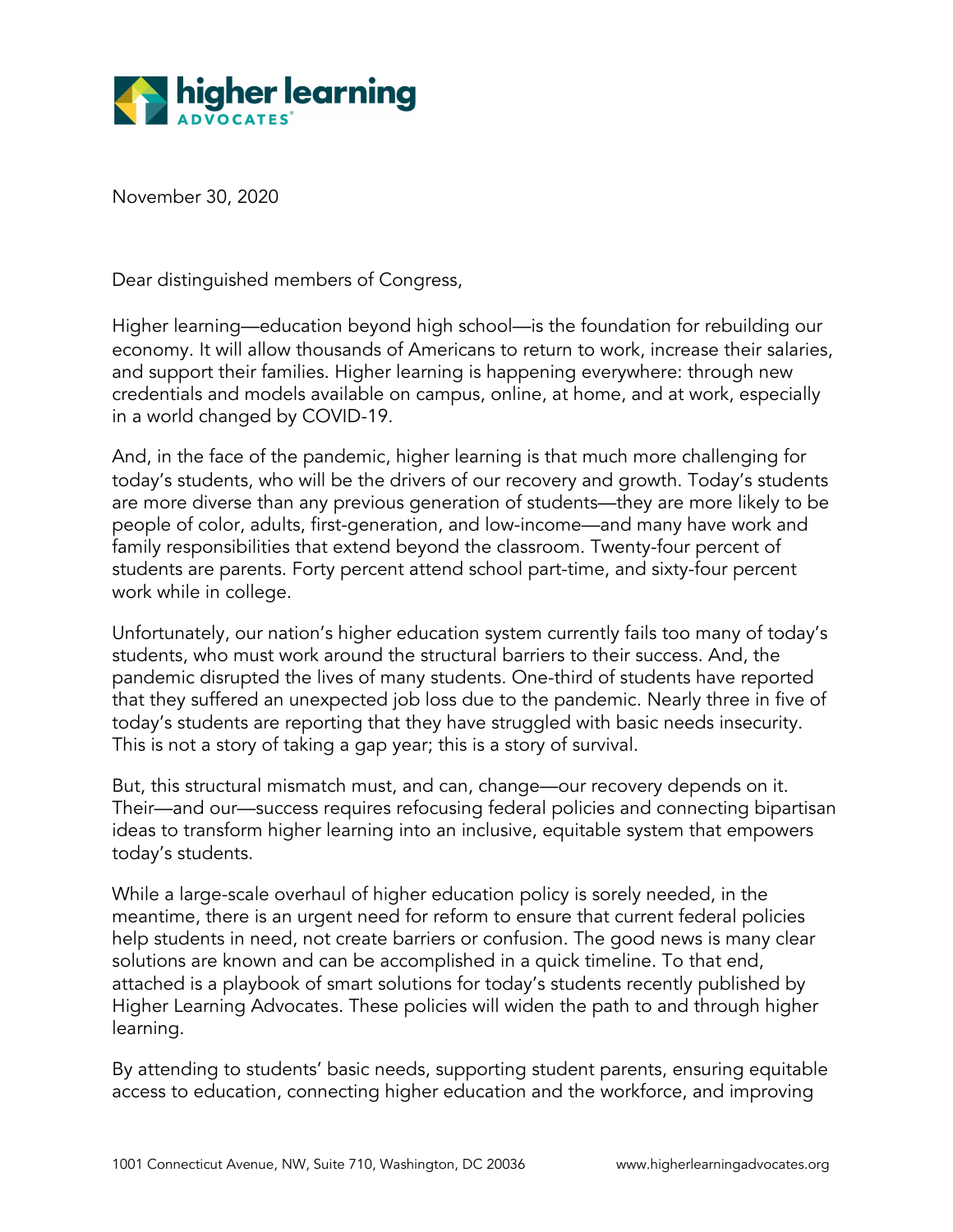**higher learning** ADVOCATES®

November 30, 2020

Dear distinguished members of Congress,

Higher learning—education beyond high school—is the foundation for rebuilding our economy. It will allow thousands of Americans to return to work, increase their salaries, and support their families. Higher learning is happening everywhere: through new credentials and models available on campus, online, at home, and at work, especially in a world changed by COVID-19.

And, in the face of the pandemic, higher learning is that much more challenging for today's students, who will be the drivers of our recovery and growth. Today's students are more diverse than any previous generation of students—they are more likely to be people of color, adults, first-generation, and low-income—and many have work and family responsibilities that extend beyond the classroom. Twenty-four percent of students are parents. Forty percent attend school part-time, and sixty-four percent work while in college.

Unfortunately, our nation's higher education system currently fails too many of today's students, who must work around the structural barriers to their success. And, the pandemic disrupted the lives of many students. One-third of students have reported that they suffered an unexpected job loss due to the pandemic. Nearly three in five of today's students are reporting that they have struggled with basic needs insecurity. This is not a story of taking a gap year; this is a story of survival.

But, this structural mismatch must, and can, change—our recovery depends on it. Their—and our—success requires refocusing federal policies and connecting bipartisan ideas to transform higher learning into an inclusive, equitable system that empowers today's students.

While a large-scale overhaul of higher education policy is sorely needed, in the meantime, there is an urgent need for reform to ensure that current federal policies help students in need, not create barriers or confusion. The good news is many clear solutions are known and can be accomplished in a quick timeline. To that end, attached is a playbook of smart solutions for today's students recently published by Higher Learning Advocates. These policies will widen the path to and through higher learning.

By attending to students' basic needs, supporting student parents, ensuring equitable access to education, connecting higher education and the workforce, and improving

1001 Connecticut Avenue, NW, Suite 710, Washington, DC 20036 www.higherlearningadvocates.org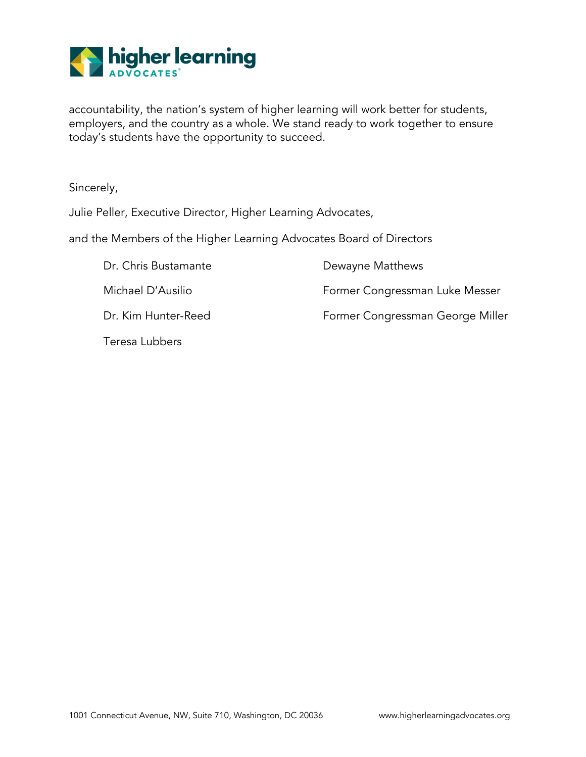accountability, the nation's system of higher learning will work better for students, employers, and the country as a whole. We stand ready to work together to ensure today's students have the opportunity to succeed.

Sincerely,

Julie Peller, Executive Director, Higher Learning Advocates,

and the Members of the Higher Learning Advocates Board of Directors

Dr. Chris Bustamante

Michael D'Ausilio

Dr. Kim Hunter-Reed

Teresa Lubbers

Dewayne Matthews

Former Congressman Luke Messer

Former Congressman George Miller